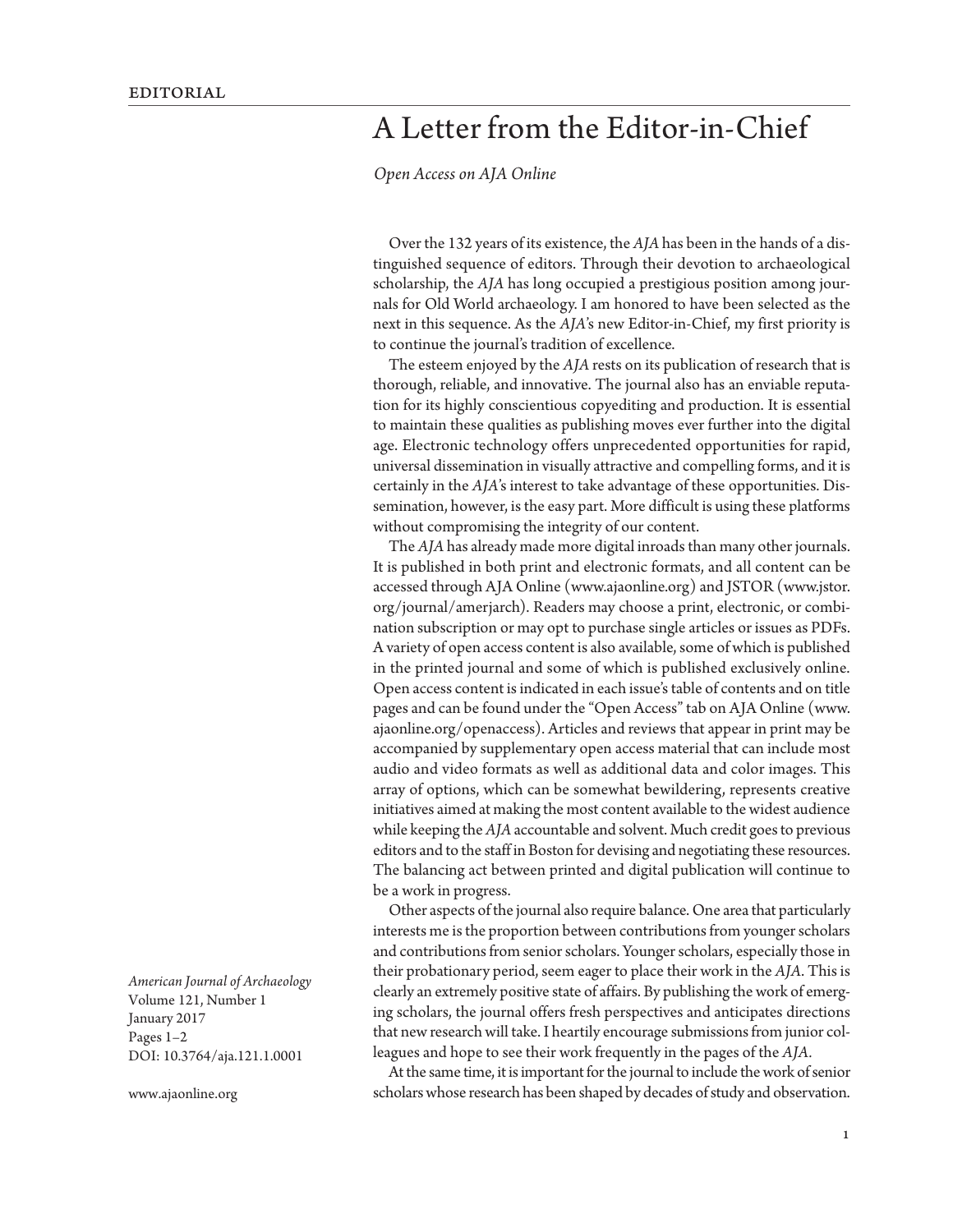EDITORIAL

# A Letter from the Editor-in-Chief

*Open Access on AJA Online*

Over the 132 years of its existence, the *AJA* has been in the hands of a distinguished sequence of editors. Through their devotion to archaeological scholarship, the *AJA* has long occupied a prestigious position among journals for Old World archaeology. I am honored to have been selected as the next in this sequence. As the *AJA*'s new Editor-in-Chief, my first priority is to continue the journal's tradition of excellence.

The esteem enjoyed by the *AJA* rests on its publication of research that is thorough, reliable, and innovative. The journal also has an enviable reputation for its highly conscientious copyediting and production. It is essential to maintain these qualities as publishing moves ever further into the digital age. Electronic technology offers unprecedented opportunities for rapid, universal dissemination in visually attractive and compelling forms, and it is certainly in the *AJA*'s interest to take advantage of these opportunities. Dissemination, however, is the easy part. More difficult is using these platforms without compromising the integrity of our content.

The *AJA* has already made more digital inroads than many other journals. It is published in both print and electronic formats, and all content can be accessed through AJA Online (www.ajaonline.org) and JSTOR (www.jstor.org/journal/amerjarch). Readers may choose a print, electronic, or combination subscription or may opt to purchase single articles or issues as PDFs. A variety of open access content is also available, some of which is published in the printed journal and some of which is published exclusively online. Open access content is indicated in each issue's table of contents and on title pages and can be found under the "Open Access" tab on AJA Online (www.ajaonline.org/openaccess). Articles and reviews that appear in print may be accompanied by supplementary open access material that can include most audio and video formats as well as additional data and color images. This array of options, which can be somewhat bewildering, represents creative initiatives aimed at making the most content available to the widest audience while keeping the *AJA* accountable and solvent. Much credit goes to previous editors and to the staff in Boston for devising and negotiating these resources. The balancing act between printed and digital publication will continue to be a work in progress.

Other aspects of the journal also require balance. One area that particularly interests me is the proportion between contributions from younger scholars and contributions from senior scholars. Younger scholars, especially those in their probationary period, seem eager to place their work in the *AJA*. This is clearly an extremely positive state of affairs. By publishing the work of emerging scholars, the journal offers fresh perspectives and anticipates directions that new research will take. I heartily encourage submissions from junior colleagues and hope to see their work frequently in the pages of the *AJA*.

At the same time, it is important for the journal to include the work of senior scholars whose research has been shaped by decades of study and observation.

*American Journal of Archaeology*
Volume 121, Number 1
January 2017
Pages 1–2
DOI: 10.3764/aja.121.1.0001

www.ajaonline.org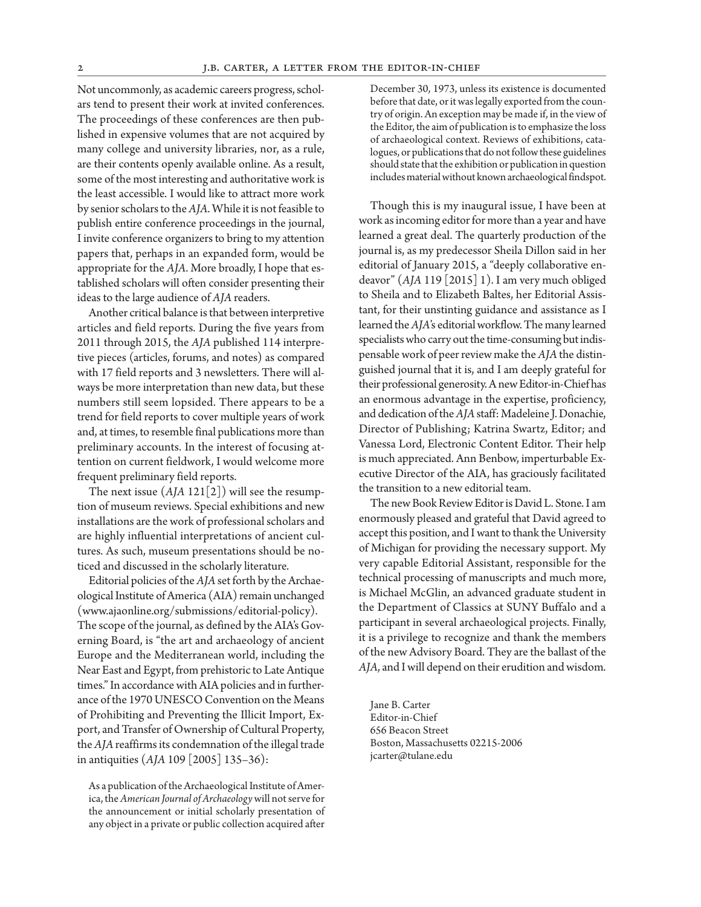Not uncommonly, as academic careers progress, scholars tend to present their work at invited conferences. The proceedings of these conferences are then published in expensive volumes that are not acquired by many college and university libraries, nor, as a rule, are their contents openly available online. As a result, some of the most interesting and authoritative work is the least accessible. I would like to attract more work by senior scholars to the *AJA*. While it is not feasible to publish entire conference proceedings in the journal, I invite conference organizers to bring to my attention papers that, perhaps in an expanded form, would be appropriate for the *AJA*. More broadly, I hope that established scholars will often consider presenting their ideas to the large audience of *AJA* readers.

Another critical balance is that between interpretive articles and field reports. During the five years from 2011 through 2015, the *AJA* published 114 interpretive pieces (articles, forums, and notes) as compared with 17 field reports and 3 newsletters. There will always be more interpretation than new data, but these numbers still seem lopsided. There appears to be a trend for field reports to cover multiple years of work and, at times, to resemble final publications more than preliminary accounts. In the interest of focusing attention on current fieldwork, I would welcome more frequent preliminary field reports.

The next issue (*AJA* 121[2]) will see the resumption of museum reviews. Special exhibitions and new installations are the work of professional scholars and are highly influential interpretations of ancient cultures. As such, museum presentations should be noticed and discussed in the scholarly literature.

Editorial policies of the *AJA* set forth by the Archaeological Institute of America (AIA) remain unchanged (www.ajaonline.org/submissions/editorial-policy). The scope of the journal, as defined by the AIA's Governing Board, is "the art and archaeology of ancient Europe and the Mediterranean world, including the Near East and Egypt, from prehistoric to Late Antique times." In accordance with AIA policies and in furtherance of the 1970 UNESCO Convention on the Means of Prohibiting and Preventing the Illicit Import, Export, and Transfer of Ownership of Cultural Property, the *AJA* reaffirms its condemnation of the illegal trade in antiquities (*AJA* 109 [2005] 135–36):

> As a publication of the Archaeological Institute of America, the *American Journal of Archaeology* will not serve for the announcement or initial scholarly presentation of any object in a private or public collection acquired after December 30, 1973, unless its existence is documented before that date, or it was legally exported from the country of origin. An exception may be made if, in the view of the Editor, the aim of publication is to emphasize the loss of archaeological context. Reviews of exhibitions, catalogues, or publications that do not follow these guidelines should state that the exhibition or publication in question includes material without known archaeological findspot.

Though this is my inaugural issue, I have been at work as incoming editor for more than a year and have learned a great deal. The quarterly production of the journal is, as my predecessor Sheila Dillon said in her editorial of January 2015, a "deeply collaborative endeavor" (*AJA* 119 [2015] 1). I am very much obliged to Sheila and to Elizabeth Baltes, her Editorial Assistant, for their unstinting guidance and assistance as I learned the *AJA*'s editorial workflow. The many learned specialists who carry out the time-consuming but indispensable work of peer review make the *AJA* the distinguished journal that it is, and I am deeply grateful for their professional generosity. A new Editor-in-Chief has an enormous advantage in the expertise, proficiency, and dedication of the *AJA* staff: Madeleine J. Donachie, Director of Publishing; Katrina Swartz, Editor; and Vanessa Lord, Electronic Content Editor. Their help is much appreciated. Ann Benbow, imperturbable Executive Director of the AIA, has graciously facilitated the transition to a new editorial team.

The new Book Review Editor is David L. Stone. I am enormously pleased and grateful that David agreed to accept this position, and I want to thank the University of Michigan for providing the necessary support. My very capable Editorial Assistant, responsible for the technical processing of manuscripts and much more, is Michael McGlin, an advanced graduate student in the Department of Classics at SUNY Buffalo and a participant in several archaeological projects. Finally, it is a privilege to recognize and thank the members of the new Advisory Board. They are the ballast of the *AJA*, and I will depend on their erudition and wisdom.

Jane B. Carter
Editor-in-Chief
656 Beacon Street
Boston, Massachusetts 02215-2006
jcarter@tulane.edu